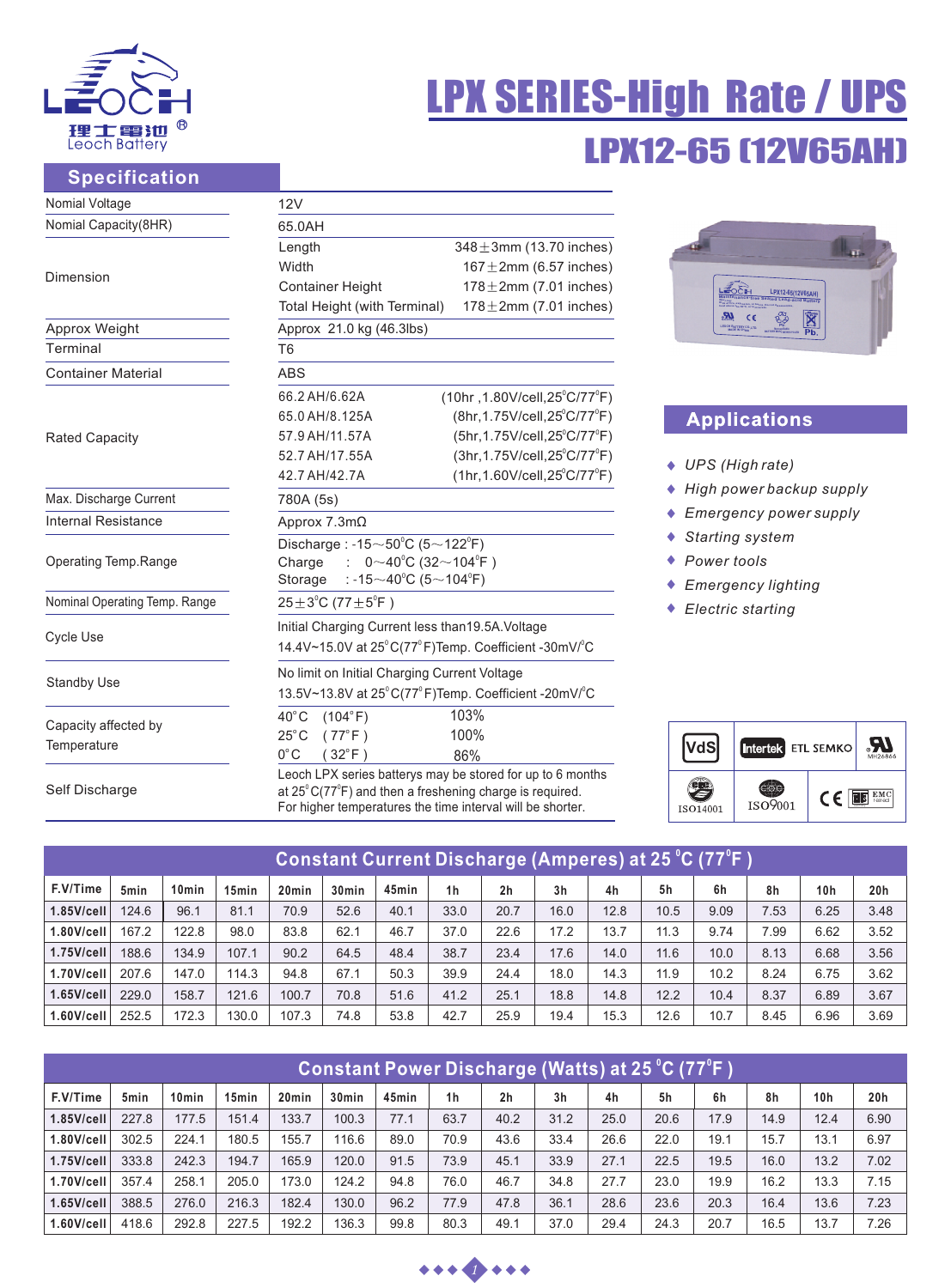Leoch Battery

# LPX SERIES-High Rate / UPS

## LPX12-65 (12V65AH)

## Specification

| | | |
|---|---|---|
| Nomial Voltage | 12V | |
| Nomial Capacity(8HR) | 65.0AH | |
| Dimension | Length | 348±3mm (13.70 inches) |
| | Width | 167±2mm (6.57 inches) |
| | Container Height | 178±2mm (7.01 inches) |
| | Total Height (with Terminal) | 178±2mm (7.01 inches) |
| Approx Weight | Approx 21.0 kg (46.3lbs) | |
| Terminal | T6 | |
| Container Material | ABS | |
| Rated Capacity | 66.2 AH/6.62A | (10hr ,1.80V/cell,25°C/77°F) |
| | 65.0 AH/8.125A | (8hr,1.75V/cell,25°C/77°F) |
| | 57.9 AH/11.57A | (5hr,1.75V/cell,25°C/77°F) |
| | 52.7 AH/17.55A | (3hr,1.75V/cell,25°C/77°F) |
| | 42.7 AH/42.7A | (1hr,1.60V/cell,25°C/77°F) |
| Max. Discharge Current | 780A (5s) | |
| Internal Resistance | Approx 7.3mΩ | |
| Operating Temp.Range | Discharge : -15~50°C (5~122°F) | |
| | Charge : 0~40°C (32~104°F ) | |
| | Storage : -15~40°C (5~104°F) | |
| Nominal Operating Temp. Range | 25±3°C (77±5°F ) | |
| Cycle Use | Initial Charging Current less than19.5A.Voltage 14.4V~15.0V at 25°C(77°F)Temp. Coefficient -30mV/°C | |
| Standby Use | No limit on Initial Charging Current Voltage 13.5V~13.8V at 25°C(77°F)Temp. Coefficient -20mV/°C | |
| Capacity affected by Temperature | 40°C (104°F) | 103% |
| | 25°C (77°F) | 100% |
| | 0°C (32°F) | 86% |
| Self Discharge | Leoch LPX series batterys may be stored for up to 6 months at 25°C(77°F) and then a freshening charge is required. For higher temperatures the time interval will be shorter. | |

## Applications

- UPS (High rate)
- High power backup supply
- Emergency power supply
- Starting system
- Power tools
- Emergency lighting
- Electric starting

VdS | Intertek ETL SEMKO | UL MH26866 | ISO14001 | ISO9001 | CE | EMC

## Constant Current Discharge (Amperes) at 25°C (77°F)

| F.V/Time | 5min | 10min | 15min | 20min | 30min | 45min | 1h | 2h | 3h | 4h | 5h | 6h | 8h | 10h | 20h |
|---|---|---|---|---|---|---|---|---|---|---|---|---|---|---|---|
| 1.85V/cell | 124.6 | 96.1 | 81.1 | 70.9 | 52.6 | 40.1 | 33.0 | 20.7 | 16.0 | 12.8 | 10.5 | 9.09 | 7.53 | 6.25 | 3.48 |
| 1.80V/cell | 167.2 | 122.8 | 98.0 | 83.8 | 62.1 | 46.7 | 37.0 | 22.6 | 17.2 | 13.7 | 11.3 | 9.74 | 7.99 | 6.62 | 3.52 |
| 1.75V/cell | 188.6 | 134.9 | 107.1 | 90.2 | 64.5 | 48.4 | 38.7 | 23.4 | 17.6 | 14.0 | 11.6 | 10.0 | 8.13 | 6.68 | 3.56 |
| 1.70V/cell | 207.6 | 147.0 | 114.3 | 94.8 | 67.1 | 50.3 | 39.9 | 24.4 | 18.0 | 14.3 | 11.9 | 10.2 | 8.24 | 6.75 | 3.62 |
| 1.65V/cell | 229.0 | 158.7 | 121.6 | 100.7 | 70.8 | 51.6 | 41.2 | 25.1 | 18.8 | 14.8 | 12.2 | 10.4 | 8.37 | 6.89 | 3.67 |
| 1.60V/cell | 252.5 | 172.3 | 130.0 | 107.3 | 74.8 | 53.8 | 42.7 | 25.9 | 19.4 | 15.3 | 12.6 | 10.7 | 8.45 | 6.96 | 3.69 |

## Constant Power Discharge (Watts) at 25°C (77°F)

| F.V/Time | 5min | 10min | 15min | 20min | 30min | 45min | 1h | 2h | 3h | 4h | 5h | 6h | 8h | 10h | 20h |
|---|---|---|---|---|---|---|---|---|---|---|---|---|---|---|---|
| 1.85V/cell | 227.8 | 177.5 | 151.4 | 133.7 | 100.3 | 77.1 | 63.7 | 40.2 | 31.2 | 25.0 | 20.6 | 17.9 | 14.9 | 12.4 | 6.90 |
| 1.80V/cell | 302.5 | 224.1 | 180.5 | 155.7 | 116.6 | 89.0 | 70.9 | 43.6 | 33.4 | 26.6 | 22.0 | 19.1 | 15.7 | 13.1 | 6.97 |
| 1.75V/cell | 333.8 | 242.3 | 194.7 | 165.9 | 120.0 | 91.5 | 73.9 | 45.1 | 33.9 | 27.1 | 22.5 | 19.5 | 16.0 | 13.2 | 7.02 |
| 1.70V/cell | 357.4 | 258.1 | 205.0 | 173.0 | 124.2 | 94.8 | 76.0 | 46.7 | 34.8 | 27.7 | 23.0 | 19.9 | 16.2 | 13.3 | 7.15 |
| 1.65V/cell | 388.5 | 276.0 | 216.3 | 182.4 | 130.0 | 96.2 | 77.9 | 47.8 | 36.1 | 28.6 | 23.6 | 20.3 | 16.4 | 13.6 | 7.23 |
| 1.60V/cell | 418.6 | 292.8 | 227.5 | 192.2 | 136.3 | 99.8 | 80.3 | 49.1 | 37.0 | 29.4 | 24.3 | 20.7 | 16.5 | 13.7 | 7.26 |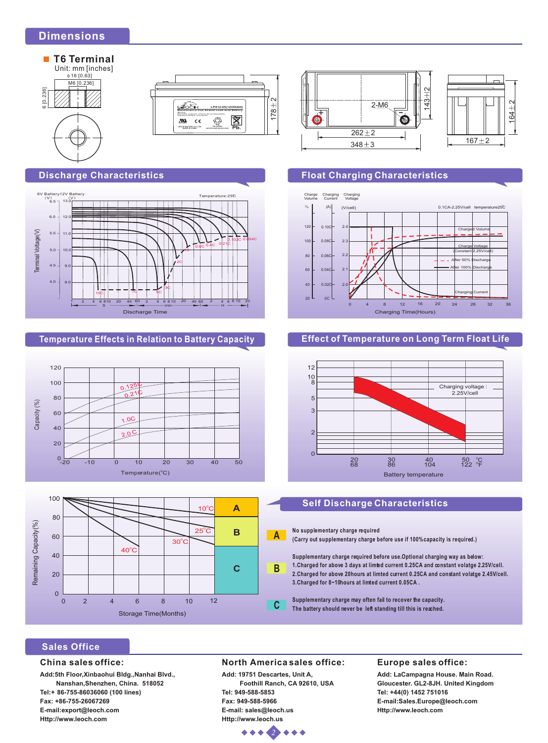## Dimensions

### T6 Terminal

Unit: mm [inches]

φ16 [0.63]

M6 [0.236]

6 [0.236]

178±2

143±2

2-M6

262±2

348±3

164±2

167±2

## Discharge Characteristics

6V Battery 12V Battery
(V) (V)

Temperature:25℃

6.5 13.0
6.0 12.0
5.5 11.0
5.0 10.0
4.5 9.0
4.0 8.0

Terminal Voltage(V)

0.102C 0.054C
0.6C 0.4C 0.21C
1C
2C
3C
5C
7C
10C

1 2 4 6 8 10 20 40 60 2 4 6 8 10 20 40 60 2 4 6 8 10 20
S min H

Discharge Time

## Float Charging Characteristics

Charge Volume %
Charging Current (A)
Charging Voltage (V/cell)

0.1CA-2.25V/cell temperature25℃

120 0.10C 2.4
100 0.08C 2.3
80 0.06C 2.2
60 0.04C 2.1
40 0.02C 2.0
20 0C

Charged Volume
Charge Voltage (Constant 2.25V/cell)
After 50% Discharge
After 100% Discharge
Charging Current

0 4 8 12 16 20 24 28 32 36

Charging Time(Hours)

## Temperature Effects in Relation to Battery Capacity

120
100
80
60
40
20
0

Capacity (%)

0.125C
0.21C
1.0C
2.0C

-20 -10 0 10 20 30 40 50

Temperature(°C)

## Effect of Temperature on Long Term Float Life

12
10
8
5
3
2
0

Charging voltage : 2.25V/cell

20 30 40 50 °C
68 86 104 122 °F

Battery temperature

100
80
60
40
20
0

Remaining Capacity(%)

10°C
25°C
30°C
40°C

A
B
C

0 2 4 6 8 10 12

Storage Time(Months)

## Self Discharge Characteristics

**A**

No supplementary charge required
(Carry out supplementary charge before use if 100%capacity is required.)

**B**

Supplementary charge required before use.Optional charging way as below:
1.Charged for above 3 days at limted current 0.25CA and constant volatge 2.25V/cell.
2.Charged for above 20hours at limted current 0.25CA and constant volatge 2.45V/cell.
3.Charged for 8~10hours at limted current 0.05CA .

**C**

Supplementary charge may often fail to recover the capacity.
The battery should never be left standing till this is reached.

## Sales Office

### China sales office:

Add:5th Floor,Xinbaohui Bldg.,Nanhai Blvd.,
Nanshan,Shenzhen, China. 518052
Tel:+ 86-755-86036060 (100 lines)
Fax: +86-755-26067269
E-mail:export@leoch.com
Http://www.leoch.com

### North America sales office:

Add: 19751 Descartes, Unit A,
Foothill Ranch, CA 92610, USA
Tel: 949-588-5853
Fax: 949-588-5966
E-mail: sales@leoch.us
Http://www.leoch.us

### Europe sales office:

Add: LaCampagna House. Main Road.
Gloucester. GL2-8JH. United Kingdom
Tel: +44(0) 1452 751016
E-mail:Sales.Europe@leoch.com
Http://www.leoch.com